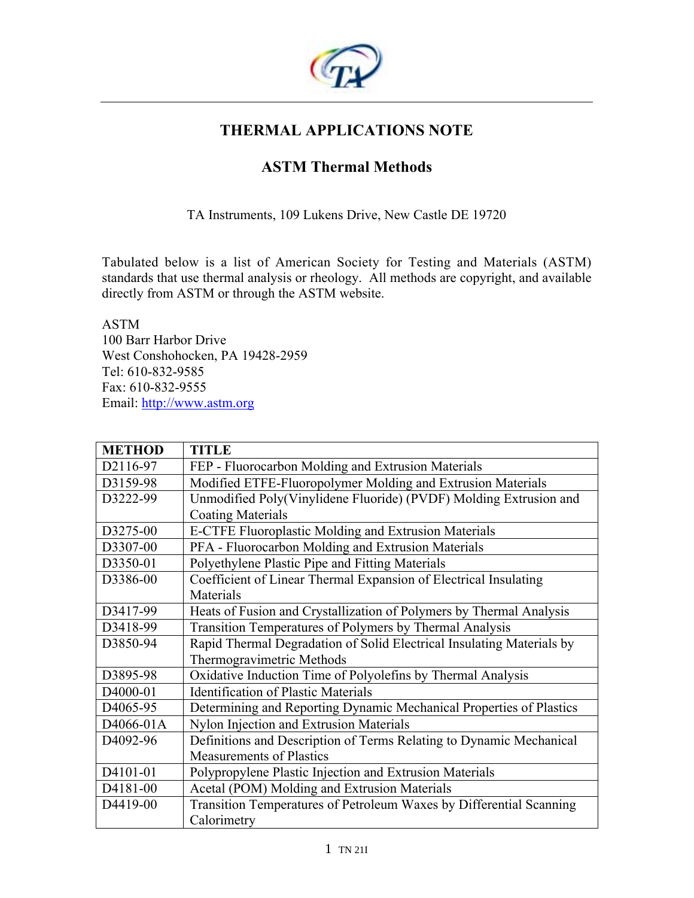# THERMAL APPLICATIONS NOTE

## ASTM Thermal Methods

TA Instruments, 109 Lukens Drive, New Castle DE 19720

Tabulated below is a list of American Society for Testing and Materials (ASTM) standards that use thermal analysis or rheology. All methods are copyright, and available directly from ASTM or through the ASTM website.

ASTM
100 Barr Harbor Drive
West Conshohocken, PA 19428-2959
Tel: 610-832-9585
Fax: 610-832-9555
Email: http://www.astm.org

| METHOD | TITLE |
|---|---|
| D2116-97 | FEP - Fluorocarbon Molding and Extrusion Materials |
| D3159-98 | Modified ETFE-Fluoropolymer Molding and Extrusion Materials |
| D3222-99 | Unmodified Poly(Vinylidene Fluoride) (PVDF) Molding Extrusion and Coating Materials |
| D3275-00 | E-CTFE Fluoroplastic Molding and Extrusion Materials |
| D3307-00 | PFA - Fluorocarbon Molding and Extrusion Materials |
| D3350-01 | Polyethylene Plastic Pipe and Fitting Materials |
| D3386-00 | Coefficient of Linear Thermal Expansion of Electrical Insulating Materials |
| D3417-99 | Heats of Fusion and Crystallization of Polymers by Thermal Analysis |
| D3418-99 | Transition Temperatures of Polymers by Thermal Analysis |
| D3850-94 | Rapid Thermal Degradation of Solid Electrical Insulating Materials by Thermogravimetric Methods |
| D3895-98 | Oxidative Induction Time of Polyolefins by Thermal Analysis |
| D4000-01 | Identification of Plastic Materials |
| D4065-95 | Determining and Reporting Dynamic Mechanical Properties of Plastics |
| D4066-01A | Nylon Injection and Extrusion Materials |
| D4092-96 | Definitions and Description of Terms Relating to Dynamic Mechanical Measurements of Plastics |
| D4101-01 | Polypropylene Plastic Injection and Extrusion Materials |
| D4181-00 | Acetal (POM) Molding and Extrusion Materials |
| D4419-00 | Transition Temperatures of Petroleum Waxes by Differential Scanning Calorimetry |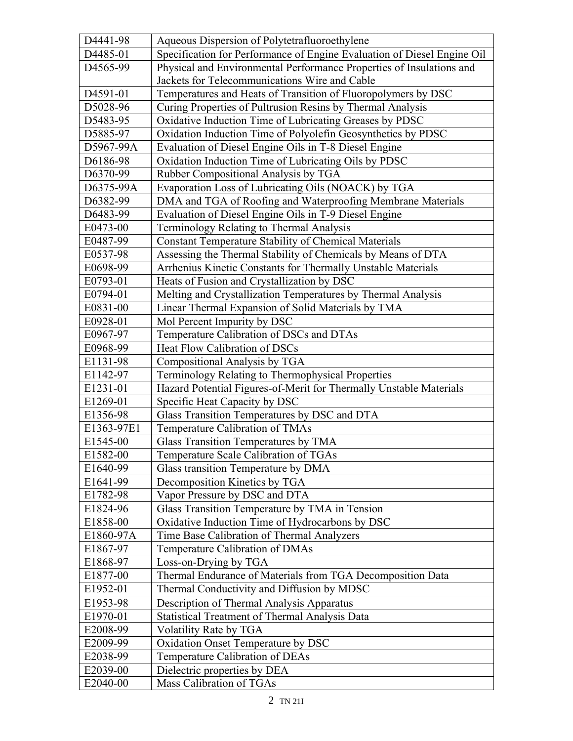| D4441-98 | Aqueous Dispersion of Polytetrafluoroethylene |
|---|---|
| D4485-01 | Specification for Performance of Engine Evaluation of Diesel Engine Oil |
| D4565-99 | Physical and Environmental Performance Properties of Insulations and Jackets for Telecommunications Wire and Cable |
| D4591-01 | Temperatures and Heats of Transition of Fluoropolymers by DSC |
| D5028-96 | Curing Properties of Pultrusion Resins by Thermal Analysis |
| D5483-95 | Oxidative Induction Time of Lubricating Greases by PDSC |
| D5885-97 | Oxidation Induction Time of Polyolefin Geosynthetics by PDSC |
| D5967-99A | Evaluation of Diesel Engine Oils in T-8 Diesel Engine |
| D6186-98 | Oxidation Induction Time of Lubricating Oils by PDSC |
| D6370-99 | Rubber Compositional Analysis by TGA |
| D6375-99A | Evaporation Loss of Lubricating Oils (NOACK) by TGA |
| D6382-99 | DMA and TGA of Roofing and Waterproofing Membrane Materials |
| D6483-99 | Evaluation of Diesel Engine Oils in T-9 Diesel Engine |
| E0473-00 | Terminology Relating to Thermal Analysis |
| E0487-99 | Constant Temperature Stability of Chemical Materials |
| E0537-98 | Assessing the Thermal Stability of Chemicals by Means of DTA |
| E0698-99 | Arrhenius Kinetic Constants for Thermally Unstable Materials |
| E0793-01 | Heats of Fusion and Crystallization by DSC |
| E0794-01 | Melting and Crystallization Temperatures by Thermal Analysis |
| E0831-00 | Linear Thermal Expansion of Solid Materials by TMA |
| E0928-01 | Mol Percent Impurity by DSC |
| E0967-97 | Temperature Calibration of DSCs and DTAs |
| E0968-99 | Heat Flow Calibration of DSCs |
| E1131-98 | Compositional Analysis by TGA |
| E1142-97 | Terminology Relating to Thermophysical Properties |
| E1231-01 | Hazard Potential Figures-of-Merit for Thermally Unstable Materials |
| E1269-01 | Specific Heat Capacity by DSC |
| E1356-98 | Glass Transition Temperatures by DSC and DTA |
| E1363-97E1 | Temperature Calibration of TMAs |
| E1545-00 | Glass Transition Temperatures by TMA |
| E1582-00 | Temperature Scale Calibration of TGAs |
| E1640-99 | Glass transition Temperature by DMA |
| E1641-99 | Decomposition Kinetics by TGA |
| E1782-98 | Vapor Pressure by DSC and DTA |
| E1824-96 | Glass Transition Temperature by TMA in Tension |
| E1858-00 | Oxidative Induction Time of Hydrocarbons by DSC |
| E1860-97A | Time Base Calibration of Thermal Analyzers |
| E1867-97 | Temperature Calibration of DMAs |
| E1868-97 | Loss-on-Drying by TGA |
| E1877-00 | Thermal Endurance of Materials from TGA Decomposition Data |
| E1952-01 | Thermal Conductivity and Diffusion by MDSC |
| E1953-98 | Description of Thermal Analysis Apparatus |
| E1970-01 | Statistical Treatment of Thermal Analysis Data |
| E2008-99 | Volatility Rate by TGA |
| E2009-99 | Oxidation Onset Temperature by DSC |
| E2038-99 | Temperature Calibration of DEAs |
| E2039-00 | Dielectric properties by DEA |
| E2040-00 | Mass Calibration of TGAs |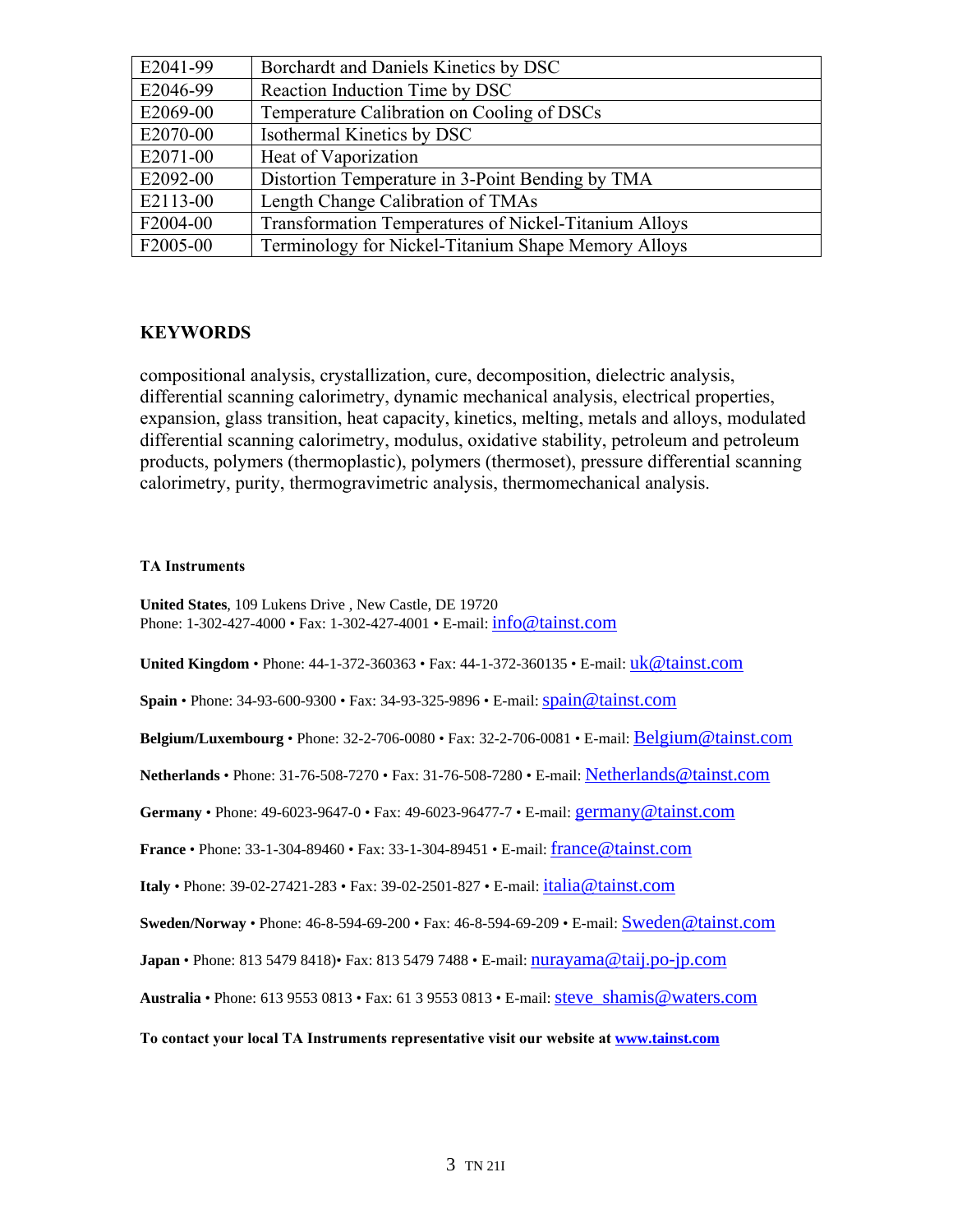| | |
|---|---|
| E2041-99 | Borchardt and Daniels Kinetics by DSC |
| E2046-99 | Reaction Induction Time by DSC |
| E2069-00 | Temperature Calibration on Cooling of DSCs |
| E2070-00 | Isothermal Kinetics by DSC |
| E2071-00 | Heat of Vaporization |
| E2092-00 | Distortion Temperature in 3-Point Bending by TMA |
| E2113-00 | Length Change Calibration of TMAs |
| F2004-00 | Transformation Temperatures of Nickel-Titanium Alloys |
| F2005-00 | Terminology for Nickel-Titanium Shape Memory Alloys |

## KEYWORDS

compositional analysis, crystallization, cure, decomposition, dielectric analysis, differential scanning calorimetry, dynamic mechanical analysis, electrical properties, expansion, glass transition, heat capacity, kinetics, melting, metals and alloys, modulated differential scanning calorimetry, modulus, oxidative stability, petroleum and petroleum products, polymers (thermoplastic), polymers (thermoset), pressure differential scanning calorimetry, purity, thermogravimetric analysis, thermomechanical analysis.

**TA Instruments**

**United States**, 109 Lukens Drive , New Castle, DE 19720
Phone: 1-302-427-4000 • Fax: 1-302-427-4001 • E-mail: info@tainst.com

**United Kingdom** • Phone: 44-1-372-360363 • Fax: 44-1-372-360135 • E-mail: uk@tainst.com

**Spain** • Phone: 34-93-600-9300 • Fax: 34-93-325-9896 • E-mail: spain@tainst.com

**Belgium/Luxembourg** • Phone: 32-2-706-0080 • Fax: 32-2-706-0081 • E-mail: Belgium@tainst.com

**Netherlands** • Phone: 31-76-508-7270 • Fax: 31-76-508-7280 • E-mail: Netherlands@tainst.com

**Germany** • Phone: 49-6023-9647-0 • Fax: 49-6023-96477-7 • E-mail: germany@tainst.com

**France** • Phone: 33-1-304-89460 • Fax: 33-1-304-89451 • E-mail: france@tainst.com

**Italy** • Phone: 39-02-27421-283 • Fax: 39-02-2501-827 • E-mail: italia@tainst.com

**Sweden/Norway** • Phone: 46-8-594-69-200 • Fax: 46-8-594-69-209 • E-mail: Sweden@tainst.com

**Japan** • Phone: 813 5479 8418)• Fax: 813 5479 7488 • E-mail: nurayama@taij.po-jp.com

**Australia** • Phone: 613 9553 0813 • Fax: 61 3 9553 0813 • E-mail: steve_shamis@waters.com

**To contact your local TA Instruments representative visit our website at www.tainst.com**